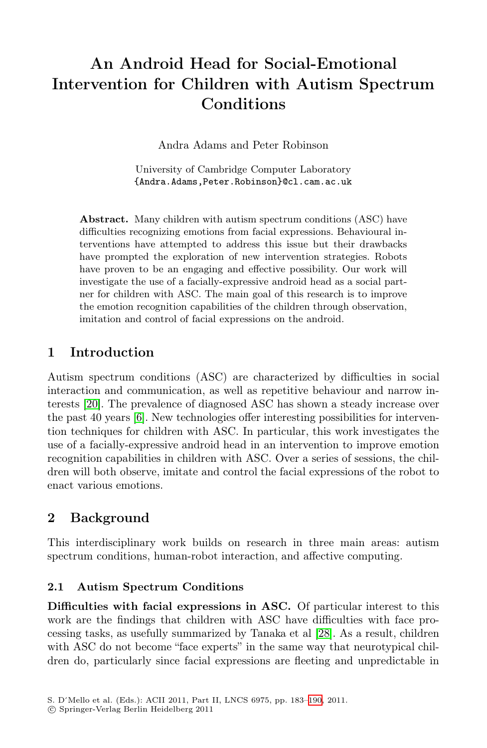# An Android Head for Social-Emotional Intervention for Children with Autism Spectrum Conditions

Andra Adams and Peter Robinson

University of Cambridge Computer Laboratory
{Andra.Adams,Peter.Robinson}@cl.cam.ac.uk

**Abstract.** Many children with autism spectrum conditions (ASC) have difficulties recognizing emotions from facial expressions. Behavioural interventions have attempted to address this issue but their drawbacks have prompted the exploration of new intervention strategies. Robots have proven to be an engaging and effective possibility. Our work will investigate the use of a facially-expressive android head as a social partner for children with ASC. The main goal of this research is to improve the emotion recognition capabilities of the children through observation, imitation and control of facial expressions on the android.

## 1 Introduction

Autism spectrum conditions (ASC) are characterized by difficulties in social interaction and communication, as well as repetitive behaviour and narrow interests [20]. The prevalence of diagnosed ASC has shown a steady increase over the past 40 years [6]. New technologies offer interesting possibilities for intervention techniques for children with ASC. In particular, this work investigates the use of a facially-expressive android head in an intervention to improve emotion recognition capabilities in children with ASC. Over a series of sessions, the children will both observe, imitate and control the facial expressions of the robot to enact various emotions.

## 2 Background

This interdisciplinary work builds on research in three main areas: autism spectrum conditions, human-robot interaction, and affective computing.

### 2.1 Autism Spectrum Conditions

**Difficulties with facial expressions in ASC.** Of particular interest to this work are the findings that children with ASC have difficulties with face processing tasks, as usefully summarized by Tanaka et al [28]. As a result, children with ASC do not become "face experts" in the same way that neurotypical children do, particularly since facial expressions are fleeting and unpredictable in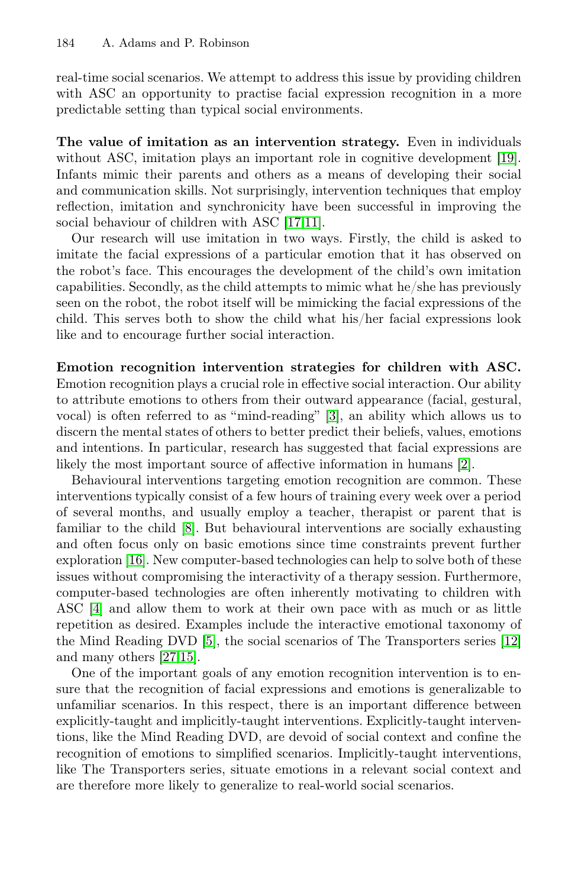real-time social scenarios. We attempt to address this issue by providing children with ASC an opportunity to practise facial expression recognition in a more predictable setting than typical social environments.

**The value of imitation as an intervention strategy.** Even in individuals without ASC, imitation plays an important role in cognitive development [19]. Infants mimic their parents and others as a means of developing their social and communication skills. Not surprisingly, intervention techniques that employ reflection, imitation and synchronicity have been successful in improving the social behaviour of children with ASC [17,11].

Our research will use imitation in two ways. Firstly, the child is asked to imitate the facial expressions of a particular emotion that it has observed on the robot's face. This encourages the development of the child's own imitation capabilities. Secondly, as the child attempts to mimic what he/she has previously seen on the robot, the robot itself will be mimicking the facial expressions of the child. This serves both to show the child what his/her facial expressions look like and to encourage further social interaction.

**Emotion recognition intervention strategies for children with ASC.** Emotion recognition plays a crucial role in effective social interaction. Our ability to attribute emotions to others from their outward appearance (facial, gestural, vocal) is often referred to as "mind-reading" [3], an ability which allows us to discern the mental states of others to better predict their beliefs, values, emotions and intentions. In particular, research has suggested that facial expressions are likely the most important source of affective information in humans [2].

Behavioural interventions targeting emotion recognition are common. These interventions typically consist of a few hours of training every week over a period of several months, and usually employ a teacher, therapist or parent that is familiar to the child [8]. But behavioural interventions are socially exhausting and often focus only on basic emotions since time constraints prevent further exploration [16]. New computer-based technologies can help to solve both of these issues without compromising the interactivity of a therapy session. Furthermore, computer-based technologies are often inherently motivating to children with ASC [4] and allow them to work at their own pace with as much or as little repetition as desired. Examples include the interactive emotional taxonomy of the Mind Reading DVD [5], the social scenarios of The Transporters series [12] and many others [27,15].

One of the important goals of any emotion recognition intervention is to ensure that the recognition of facial expressions and emotions is generalizable to unfamiliar scenarios. In this respect, there is an important difference between explicitly-taught and implicitly-taught interventions. Explicitly-taught interventions, like the Mind Reading DVD, are devoid of social context and confine the recognition of emotions to simplified scenarios. Implicitly-taught interventions, like The Transporters series, situate emotions in a relevant social context and are therefore more likely to generalize to real-world social scenarios.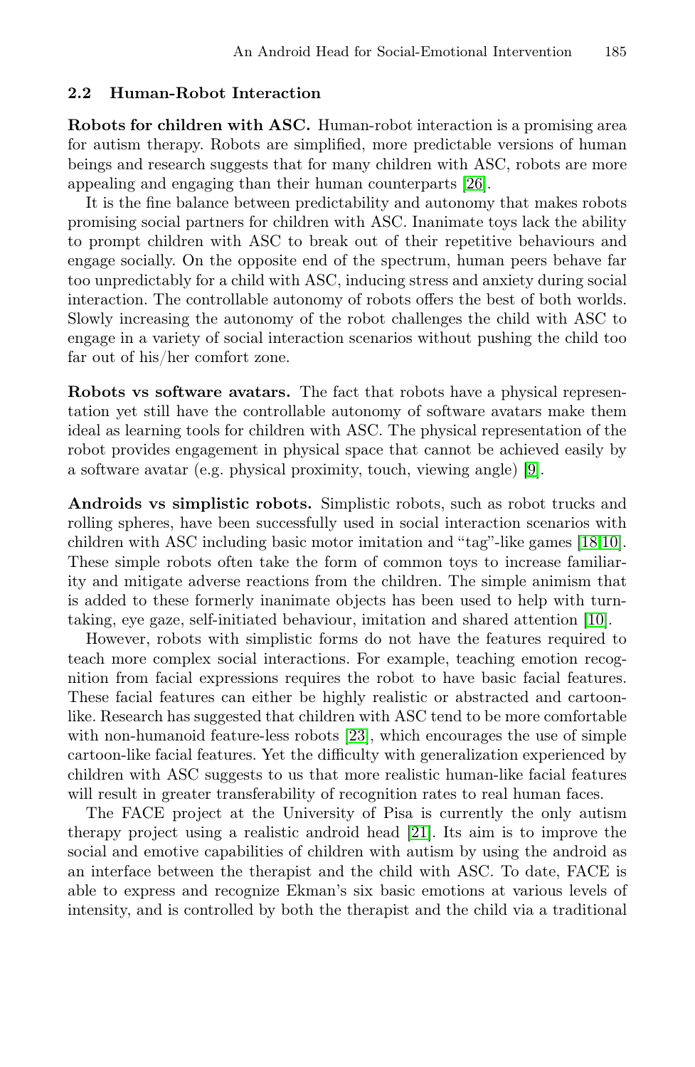### 2.2 Human-Robot Interaction

**Robots for children with ASC.** Human-robot interaction is a promising area for autism therapy. Robots are simplified, more predictable versions of human beings and research suggests that for many children with ASC, robots are more appealing and engaging than their human counterparts [26].

It is the fine balance between predictability and autonomy that makes robots promising social partners for children with ASC. Inanimate toys lack the ability to prompt children with ASC to break out of their repetitive behaviours and engage socially. On the opposite end of the spectrum, human peers behave far too unpredictably for a child with ASC, inducing stress and anxiety during social interaction. The controllable autonomy of robots offers the best of both worlds. Slowly increasing the autonomy of the robot challenges the child with ASC to engage in a variety of social interaction scenarios without pushing the child too far out of his/her comfort zone.

**Robots vs software avatars.** The fact that robots have a physical representation yet still have the controllable autonomy of software avatars make them ideal as learning tools for children with ASC. The physical representation of the robot provides engagement in physical space that cannot be achieved easily by a software avatar (e.g. physical proximity, touch, viewing angle) [9].

**Androids vs simplistic robots.** Simplistic robots, such as robot trucks and rolling spheres, have been successfully used in social interaction scenarios with children with ASC including basic motor imitation and "tag"-like games [18,10]. These simple robots often take the form of common toys to increase familiarity and mitigate adverse reactions from the children. The simple animism that is added to these formerly inanimate objects has been used to help with turn-taking, eye gaze, self-initiated behaviour, imitation and shared attention [10].

However, robots with simplistic forms do not have the features required to teach more complex social interactions. For example, teaching emotion recognition from facial expressions requires the robot to have basic facial features. These facial features can either be highly realistic or abstracted and cartoon-like. Research has suggested that children with ASC tend to be more comfortable with non-humanoid feature-less robots [23], which encourages the use of simple cartoon-like facial features. Yet the difficulty with generalization experienced by children with ASC suggests to us that more realistic human-like facial features will result in greater transferability of recognition rates to real human faces.

The FACE project at the University of Pisa is currently the only autism therapy project using a realistic android head [21]. Its aim is to improve the social and emotive capabilities of children with autism by using the android as an interface between the therapist and the child with ASC. To date, FACE is able to express and recognize Ekman's six basic emotions at various levels of intensity, and is controlled by both the therapist and the child via a traditional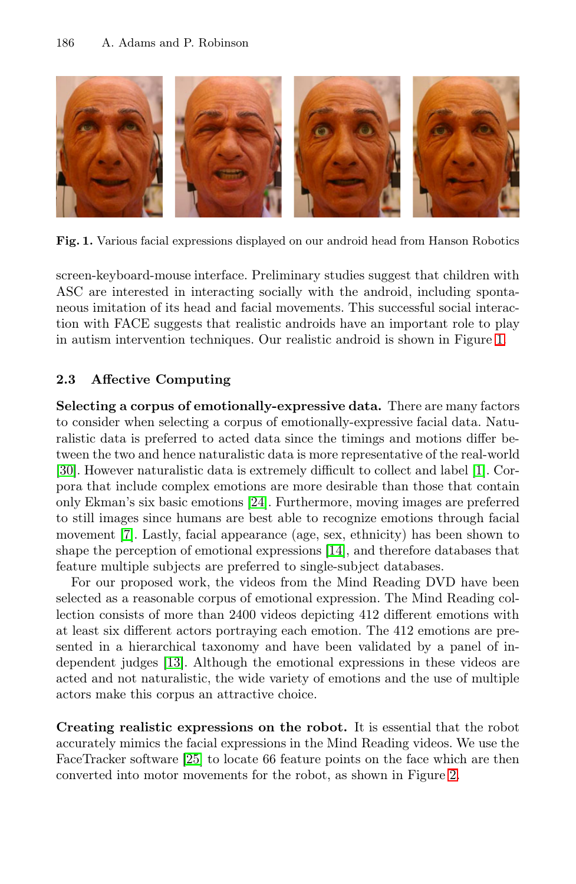Fig. 1. Various facial expressions displayed on our android head from Hanson Robotics

screen-keyboard-mouse interface. Preliminary studies suggest that children with ASC are interested in interacting socially with the android, including spontaneous imitation of its head and facial movements. This successful social interaction with FACE suggests that realistic androids have an important role to play in autism intervention techniques. Our realistic android is shown in Figure 1.

### 2.3 Affective Computing

**Selecting a corpus of emotionally-expressive data.** There are many factors to consider when selecting a corpus of emotionally-expressive facial data. Naturalistic data is preferred to acted data since the timings and motions differ between the two and hence naturalistic data is more representative of the real-world [30]. However naturalistic data is extremely difficult to collect and label [1]. Corpora that include complex emotions are more desirable than those that contain only Ekman's six basic emotions [24]. Furthermore, moving images are preferred to still images since humans are best able to recognize emotions through facial movement [7]. Lastly, facial appearance (age, sex, ethnicity) has been shown to shape the perception of emotional expressions [14], and therefore databases that feature multiple subjects are preferred to single-subject databases.

For our proposed work, the videos from the Mind Reading DVD have been selected as a reasonable corpus of emotional expression. The Mind Reading collection consists of more than 2400 videos depicting 412 different emotions with at least six different actors portraying each emotion. The 412 emotions are presented in a hierarchical taxonomy and have been validated by a panel of independent judges [13]. Although the emotional expressions in these videos are acted and not naturalistic, the wide variety of emotions and the use of multiple actors make this corpus an attractive choice.

**Creating realistic expressions on the robot.** It is essential that the robot accurately mimics the facial expressions in the Mind Reading videos. We use the FaceTracker software [25] to locate 66 feature points on the face which are then converted into motor movements for the robot, as shown in Figure 2.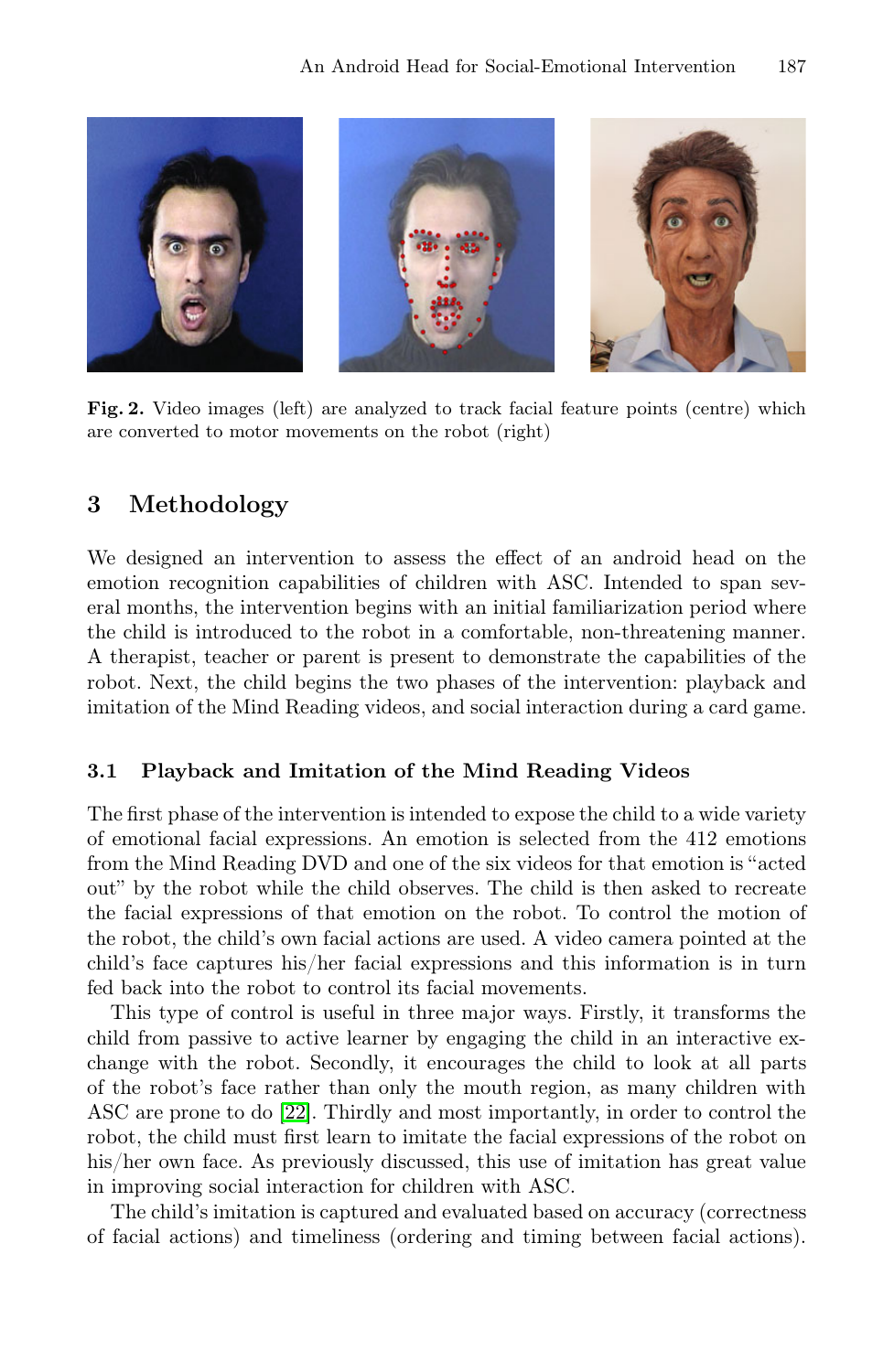**Fig. 2.** Video images (left) are analyzed to track facial feature points (centre) which are converted to motor movements on the robot (right)

## 3 Methodology

We designed an intervention to assess the effect of an android head on the emotion recognition capabilities of children with ASC. Intended to span several months, the intervention begins with an initial familiarization period where the child is introduced to the robot in a comfortable, non-threatening manner. A therapist, teacher or parent is present to demonstrate the capabilities of the robot. Next, the child begins the two phases of the intervention: playback and imitation of the Mind Reading videos, and social interaction during a card game.

### 3.1 Playback and Imitation of the Mind Reading Videos

The first phase of the intervention is intended to expose the child to a wide variety of emotional facial expressions. An emotion is selected from the 412 emotions from the Mind Reading DVD and one of the six videos for that emotion is "acted out" by the robot while the child observes. The child is then asked to recreate the facial expressions of that emotion on the robot. To control the motion of the robot, the child's own facial actions are used. A video camera pointed at the child's face captures his/her facial expressions and this information is in turn fed back into the robot to control its facial movements.

This type of control is useful in three major ways. Firstly, it transforms the child from passive to active learner by engaging the child in an interactive exchange with the robot. Secondly, it encourages the child to look at all parts of the robot's face rather than only the mouth region, as many children with ASC are prone to do [22]. Thirdly and most importantly, in order to control the robot, the child must first learn to imitate the facial expressions of the robot on his/her own face. As previously discussed, this use of imitation has great value in improving social interaction for children with ASC.

The child's imitation is captured and evaluated based on accuracy (correctness of facial actions) and timeliness (ordering and timing between facial actions).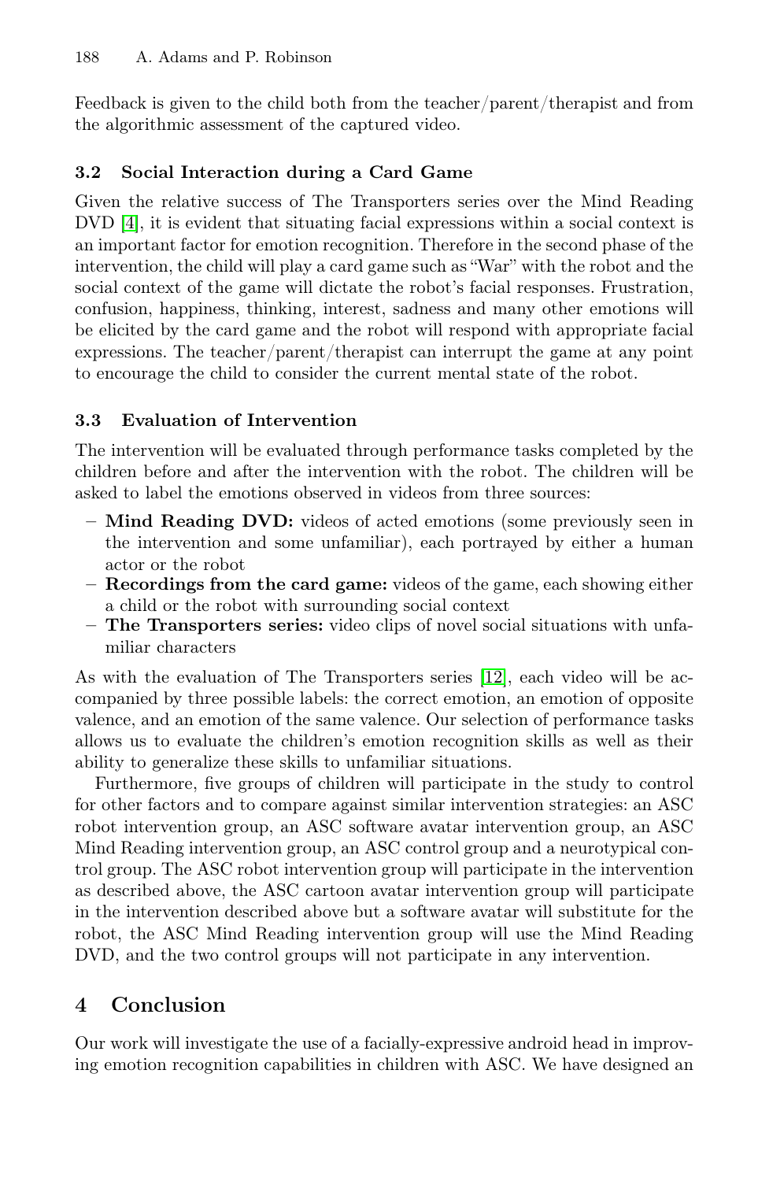Feedback is given to the child both from the teacher/parent/therapist and from the algorithmic assessment of the captured video.

### 3.2 Social Interaction during a Card Game

Given the relative success of The Transporters series over the Mind Reading DVD [4], it is evident that situating facial expressions within a social context is an important factor for emotion recognition. Therefore in the second phase of the intervention, the child will play a card game such as "War" with the robot and the social context of the game will dictate the robot's facial responses. Frustration, confusion, happiness, thinking, interest, sadness and many other emotions will be elicited by the card game and the robot will respond with appropriate facial expressions. The teacher/parent/therapist can interrupt the game at any point to encourage the child to consider the current mental state of the robot.

### 3.3 Evaluation of Intervention

The intervention will be evaluated through performance tasks completed by the children before and after the intervention with the robot. The children will be asked to label the emotions observed in videos from three sources:

- **Mind Reading DVD:** videos of acted emotions (some previously seen in the intervention and some unfamiliar), each portrayed by either a human actor or the robot
- **Recordings from the card game:** videos of the game, each showing either a child or the robot with surrounding social context
- **The Transporters series:** video clips of novel social situations with unfamiliar characters

As with the evaluation of The Transporters series [12], each video will be accompanied by three possible labels: the correct emotion, an emotion of opposite valence, and an emotion of the same valence. Our selection of performance tasks allows us to evaluate the children's emotion recognition skills as well as their ability to generalize these skills to unfamiliar situations.

Furthermore, five groups of children will participate in the study to control for other factors and to compare against similar intervention strategies: an ASC robot intervention group, an ASC software avatar intervention group, an ASC Mind Reading intervention group, an ASC control group and a neurotypical control group. The ASC robot intervention group will participate in the intervention as described above, the ASC cartoon avatar intervention group will participate in the intervention described above but a software avatar will substitute for the robot, the ASC Mind Reading intervention group will use the Mind Reading DVD, and the two control groups will not participate in any intervention.

## 4 Conclusion

Our work will investigate the use of a facially-expressive android head in improving emotion recognition capabilities in children with ASC. We have designed an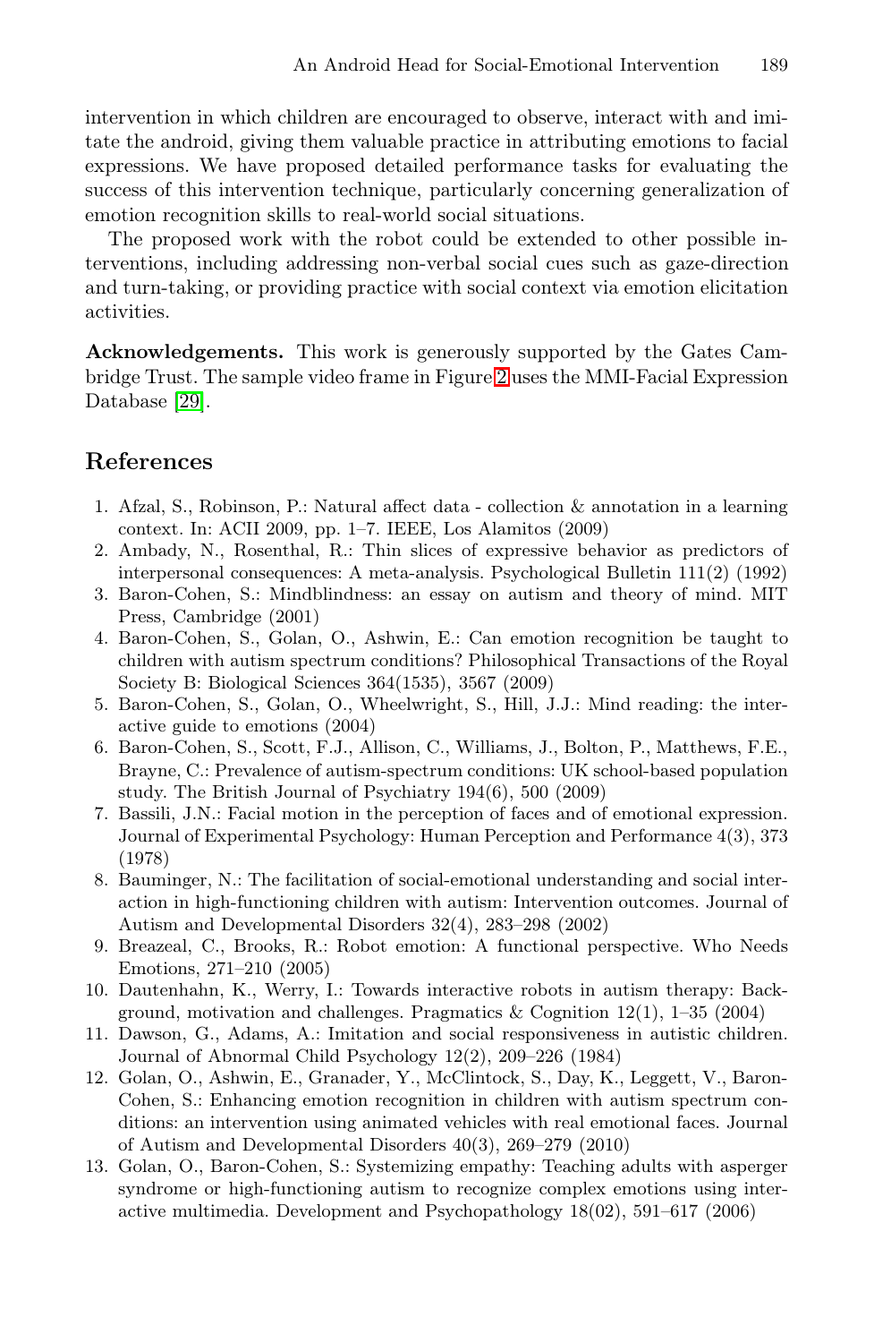intervention in which children are encouraged to observe, interact with and imitate the android, giving them valuable practice in attributing emotions to facial expressions. We have proposed detailed performance tasks for evaluating the success of this intervention technique, particularly concerning generalization of emotion recognition skills to real-world social situations.

The proposed work with the robot could be extended to other possible interventions, including addressing non-verbal social cues such as gaze-direction and turn-taking, or providing practice with social context via emotion elicitation activities.

**Acknowledgements.** This work is generously supported by the Gates Cambridge Trust. The sample video frame in Figure 2 uses the MMI-Facial Expression Database [29].

## References

1. Afzal, S., Robinson, P.: Natural affect data - collection & annotation in a learning context. In: ACII 2009, pp. 1–7. IEEE, Los Alamitos (2009)
2. Ambady, N., Rosenthal, R.: Thin slices of expressive behavior as predictors of interpersonal consequences: A meta-analysis. Psychological Bulletin 111(2) (1992)
3. Baron-Cohen, S.: Mindblindness: an essay on autism and theory of mind. MIT Press, Cambridge (2001)
4. Baron-Cohen, S., Golan, O., Ashwin, E.: Can emotion recognition be taught to children with autism spectrum conditions? Philosophical Transactions of the Royal Society B: Biological Sciences 364(1535), 3567 (2009)
5. Baron-Cohen, S., Golan, O., Wheelwright, S., Hill, J.J.: Mind reading: the interactive guide to emotions (2004)
6. Baron-Cohen, S., Scott, F.J., Allison, C., Williams, J., Bolton, P., Matthews, F.E., Brayne, C.: Prevalence of autism-spectrum conditions: UK school-based population study. The British Journal of Psychiatry 194(6), 500 (2009)
7. Bassili, J.N.: Facial motion in the perception of faces and of emotional expression. Journal of Experimental Psychology: Human Perception and Performance 4(3), 373 (1978)
8. Bauminger, N.: The facilitation of social-emotional understanding and social interaction in high-functioning children with autism: Intervention outcomes. Journal of Autism and Developmental Disorders 32(4), 283–298 (2002)
9. Breazeal, C., Brooks, R.: Robot emotion: A functional perspective. Who Needs Emotions, 271–210 (2005)
10. Dautenhahn, K., Werry, I.: Towards interactive robots in autism therapy: Background, motivation and challenges. Pragmatics & Cognition 12(1), 1–35 (2004)
11. Dawson, G., Adams, A.: Imitation and social responsiveness in autistic children. Journal of Abnormal Child Psychology 12(2), 209–226 (1984)
12. Golan, O., Ashwin, E., Granader, Y., McClintock, S., Day, K., Leggett, V., Baron-Cohen, S.: Enhancing emotion recognition in children with autism spectrum conditions: an intervention using animated vehicles with real emotional faces. Journal of Autism and Developmental Disorders 40(3), 269–279 (2010)
13. Golan, O., Baron-Cohen, S.: Systemizing empathy: Teaching adults with asperger syndrome or high-functioning autism to recognize complex emotions using interactive multimedia. Development and Psychopathology 18(02), 591–617 (2006)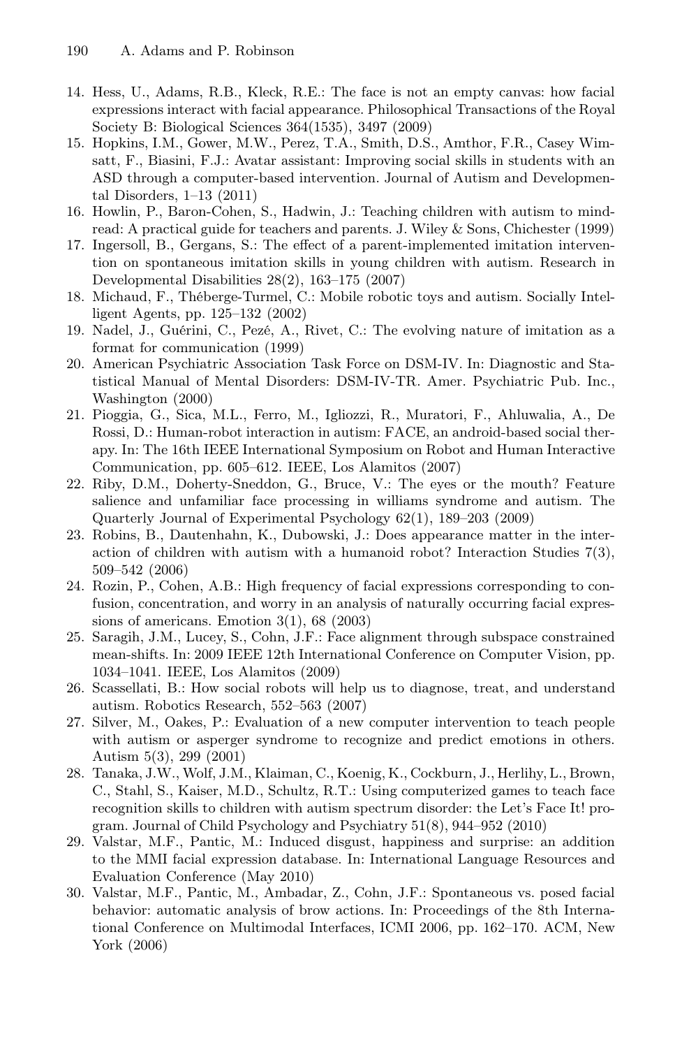14. Hess, U., Adams, R.B., Kleck, R.E.: The face is not an empty canvas: how facial expressions interact with facial appearance. Philosophical Transactions of the Royal Society B: Biological Sciences 364(1535), 3497 (2009)
15. Hopkins, I.M., Gower, M.W., Perez, T.A., Smith, D.S., Amthor, F.R., Casey Wimsatt, F., Biasini, F.J.: Avatar assistant: Improving social skills in students with an ASD through a computer-based intervention. Journal of Autism and Developmental Disorders, 1–13 (2011)
16. Howlin, P., Baron-Cohen, S., Hadwin, J.: Teaching children with autism to mind-read: A practical guide for teachers and parents. J. Wiley & Sons, Chichester (1999)
17. Ingersoll, B., Gergans, S.: The effect of a parent-implemented imitation intervention on spontaneous imitation skills in young children with autism. Research in Developmental Disabilities 28(2), 163–175 (2007)
18. Michaud, F., Théberge-Turmel, C.: Mobile robotic toys and autism. Socially Intelligent Agents, pp. 125–132 (2002)
19. Nadel, J., Guérini, C., Pezé, A., Rivet, C.: The evolving nature of imitation as a format for communication (1999)
20. American Psychiatric Association Task Force on DSM-IV. In: Diagnostic and Statistical Manual of Mental Disorders: DSM-IV-TR. Amer. Psychiatric Pub. Inc., Washington (2000)
21. Pioggia, G., Sica, M.L., Ferro, M., Igliozzi, R., Muratori, F., Ahluwalia, A., De Rossi, D.: Human-robot interaction in autism: FACE, an android-based social therapy. In: The 16th IEEE International Symposium on Robot and Human Interactive Communication, pp. 605–612. IEEE, Los Alamitos (2007)
22. Riby, D.M., Doherty-Sneddon, G., Bruce, V.: The eyes or the mouth? Feature salience and unfamiliar face processing in williams syndrome and autism. The Quarterly Journal of Experimental Psychology 62(1), 189–203 (2009)
23. Robins, B., Dautenhahn, K., Dubowski, J.: Does appearance matter in the interaction of children with autism with a humanoid robot? Interaction Studies 7(3), 509–542 (2006)
24. Rozin, P., Cohen, A.B.: High frequency of facial expressions corresponding to confusion, concentration, and worry in an analysis of naturally occurring facial expressions of americans. Emotion 3(1), 68 (2003)
25. Saragih, J.M., Lucey, S., Cohn, J.F.: Face alignment through subspace constrained mean-shifts. In: 2009 IEEE 12th International Conference on Computer Vision, pp. 1034–1041. IEEE, Los Alamitos (2009)
26. Scassellati, B.: How social robots will help us to diagnose, treat, and understand autism. Robotics Research, 552–563 (2007)
27. Silver, M., Oakes, P.: Evaluation of a new computer intervention to teach people with autism or asperger syndrome to recognize and predict emotions in others. Autism 5(3), 299 (2001)
28. Tanaka, J.W., Wolf, J.M., Klaiman, C., Koenig, K., Cockburn, J., Herlihy, L., Brown, C., Stahl, S., Kaiser, M.D., Schultz, R.T.: Using computerized games to teach face recognition skills to children with autism spectrum disorder: the Let's Face It! program. Journal of Child Psychology and Psychiatry 51(8), 944–952 (2010)
29. Valstar, M.F., Pantic, M.: Induced disgust, happiness and surprise: an addition to the MMI facial expression database. In: International Language Resources and Evaluation Conference (May 2010)
30. Valstar, M.F., Pantic, M., Ambadar, Z., Cohn, J.F.: Spontaneous vs. posed facial behavior: automatic analysis of brow actions. In: Proceedings of the 8th International Conference on Multimodal Interfaces, ICMI 2006, pp. 162–170. ACM, New York (2006)